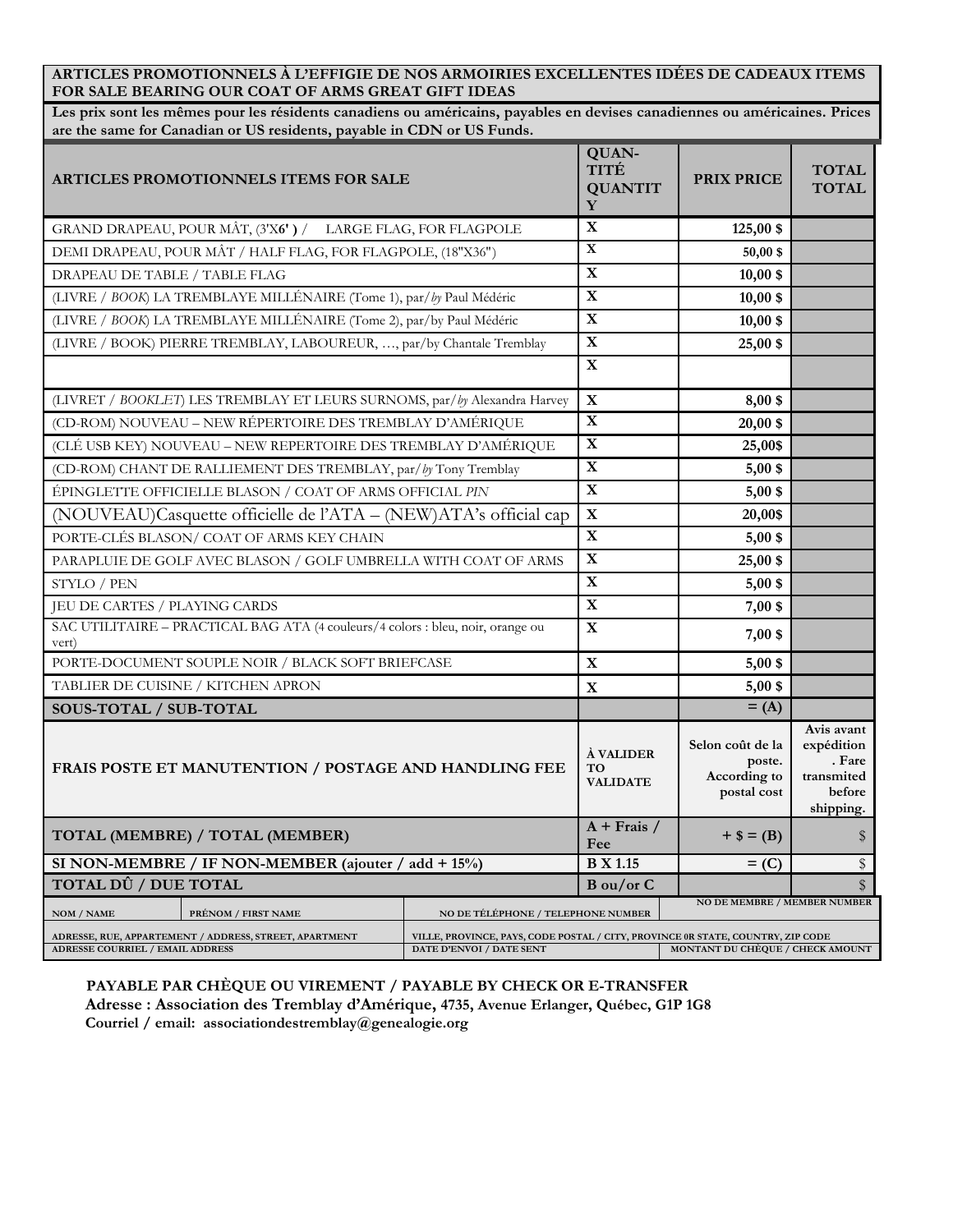**ARTICLES PROMOTIONNELS À L'EFFIGIE DE NOS ARMOIRIES EXCELLENTES IDÉES DE CADEAUX ITEMS FOR SALE BEARING OUR COAT OF ARMS GREAT GIFT IDEAS**

**Les prix sont les mêmes pour les résidents canadiens ou américains, payables en devises canadiennes ou américaines. Prices are the same for Canadian or US residents, payable in CDN or US Funds.**

| ARTICLES PROMOTIONNELS ITEMS FOR SALE | QUAN-TITÉ QUANTITY | PRIX PRICE | TOTAL TOTAL |
|---|---|---|---|
| GRAND DRAPEAU, POUR MÂT, (3'X6' ) / LARGE FLAG, FOR FLAGPOLE | X | 125,00 $ | |
| DEMI DRAPEAU, POUR MÂT / HALF FLAG, FOR FLAGPOLE, (18"X36") | X | 50,00 $ | |
| DRAPEAU DE TABLE / TABLE FLAG | X | 10,00 $ | |
| (LIVRE / *BOOK*) LA TREMBLAYE MILLÉNAIRE (Tome 1), par/*by* Paul Médéric | X | 10,00 $ | |
| (LIVRE / *BOOK*) LA TREMBLAYE MILLÉNAIRE (Tome 2), par/by Paul Médéric | X | 10,00 $ | |
| (LIVRE / BOOK) PIERRE TREMBLAY, LABOUREUR, …, par/by Chantale Tremblay | X | 25,00 $ | |
| | X | | |
| (LIVRET / *BOOKLET*) LES TREMBLAY ET LEURS SURNOMS, par/*by* Alexandra Harvey | X | 8,00 $ | |
| (CD-ROM) NOUVEAU – NEW RÉPERTOIRE DES TREMBLAY D'AMÉRIQUE | X | 20,00 $ | |
| (CLÉ USB KEY) NOUVEAU – NEW REPERTOIRE DES TREMBLAY D'AMÉRIQUE | X | 25,00$ | |
| (CD-ROM) CHANT DE RALLIEMENT DES TREMBLAY, par/*by* Tony Tremblay | X | 5,00 $ | |
| ÉPINGLETTE OFFICIELLE BLASON / COAT OF ARMS OFFICIAL *PIN* | X | 5,00 $ | |
| (NOUVEAU)Casquette officielle de l'ATA – (NEW)ATA's official cap | X | 20,00$ | |
| PORTE-CLÉS BLASON/ COAT OF ARMS KEY CHAIN | X | 5,00 $ | |
| PARAPLUIE DE GOLF AVEC BLASON / GOLF UMBRELLA WITH COAT OF ARMS | X | 25,00 $ | |
| STYLO / PEN | X | 5,00 $ | |
| JEU DE CARTES / PLAYING CARDS | X | 7,00 $ | |
| SAC UTILITAIRE – PRACTICAL BAG ATA (4 couleurs/4 colors : bleu, noir, orange ou vert) | X | 7,00 $ | |
| PORTE-DOCUMENT SOUPLE NOIR / BLACK SOFT BRIEFCASE | X | 5,00 $ | |
| TABLIER DE CUISINE / KITCHEN APRON | X | 5,00 $ | |
| **SOUS-TOTAL / SUB-TOTAL** | | = (A) | |
| **FRAIS POSTE ET MANUTENTION / POSTAGE AND HANDLING FEE** | À VALIDER TO VALIDATE | Selon coût de la poste. According to postal cost | Avis avant expédition. Fare transmited before shipping. |
| **TOTAL (MEMBRE) / TOTAL (MEMBER)** | A + Frais / Fee | + $ = (B) | $ |
| **SI NON-MEMBRE / IF NON-MEMBER (ajouter / add + 15%)** | B X 1.15 | = (C) | $ |
| **TOTAL DÛ / DUE TOTAL** | B ou/or C | | $ |

| NOM / NAME | PRÉNOM / FIRST NAME | NO DE TÉLÉPHONE / TELEPHONE NUMBER | NO DE MEMBRE / MEMBER NUMBER |
|---|---|---|---|
| ADRESSE, RUE, APPARTEMENT / ADDRESS, STREET, APARTMENT | | VILLE, PROVINCE, PAYS, CODE POSTAL / CITY, PROVINCE 0R STATE, COUNTRY, ZIP CODE | |
| ADRESSE COURRIEL / EMAIL ADDRESS | | DATE D'ENVOI / DATE SENT | MONTANT DU CHÈQUE / CHECK AMOUNT |

**PAYABLE PAR CHÈQUE OU VIREMENT / PAYABLE BY CHECK OR E-TRANSFER**

**Adresse : Association des Tremblay d'Amérique, 4735, Avenue Erlanger, Québec, G1P 1G8**

**Courriel / email: associationdestremblay@genealogie.org**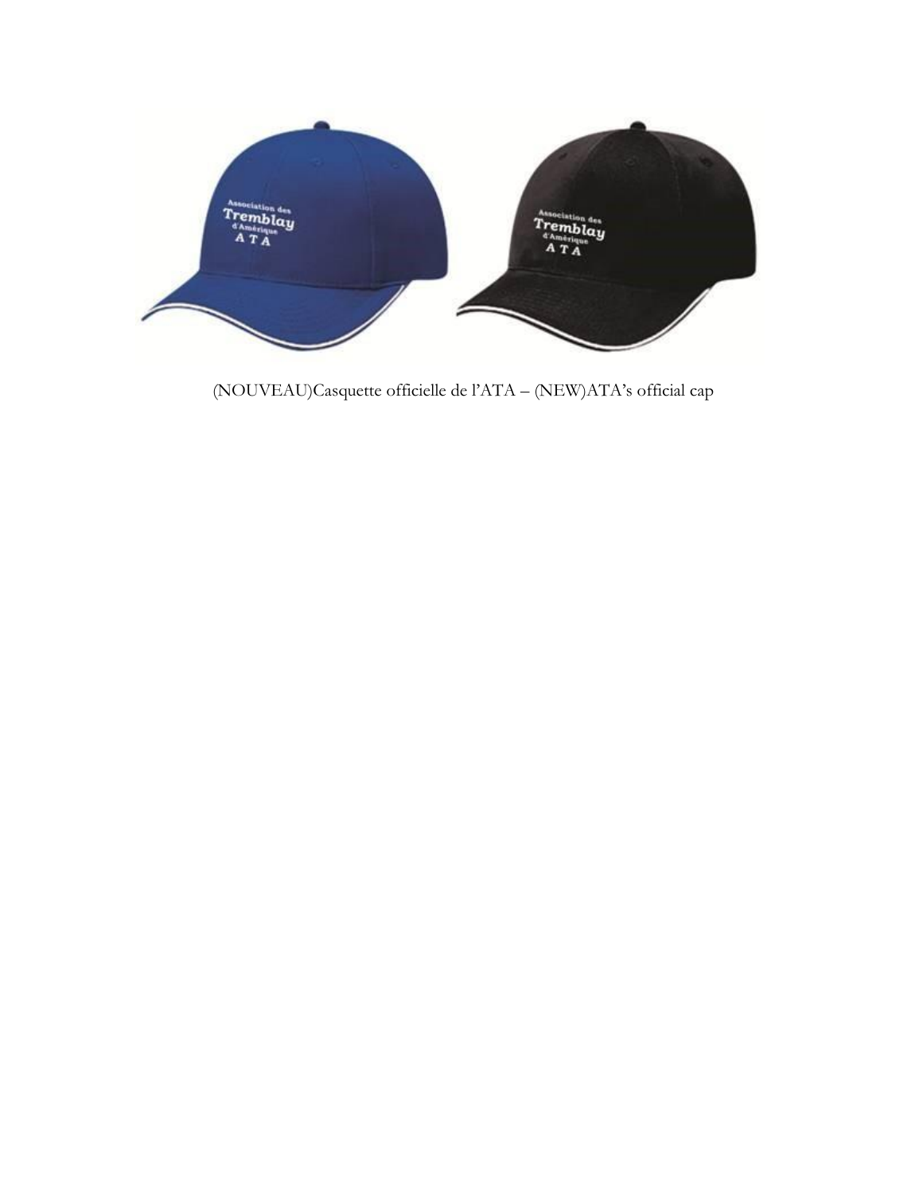(NOUVEAU)Casquette officielle de l'ATA – (NEW)ATA's official cap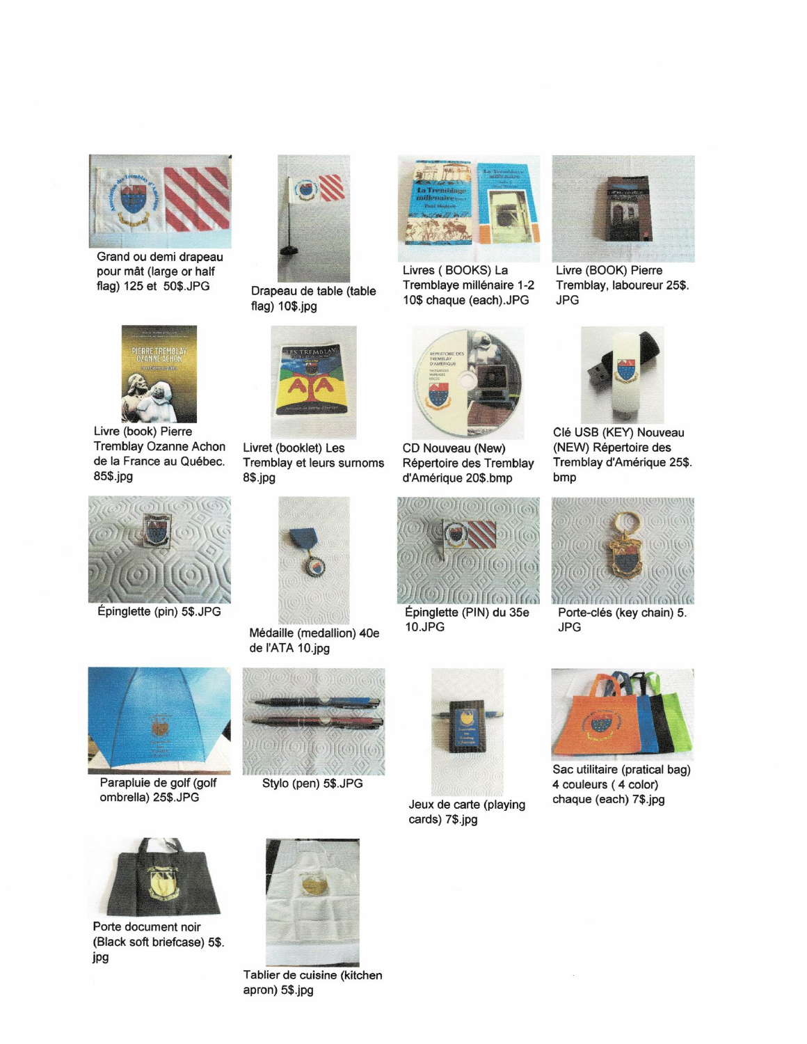Grand ou demi drapeau pour mât (large or half flag) 125 et 50$.JPG

Drapeau de table (table flag) 10$.jpg

Livres ( BOOKS) La Tremblaye millénaire 1-2 10$ chaque (each).JPG

Livre (BOOK) Pierre Tremblay, laboureur 25$.JPG

Livre (book) Pierre Tremblay Ozanne Achon de la France au Québec. 85$.jpg

Livret (booklet) Les Tremblay et leurs surnoms 8$.jpg

CD Nouveau (New) Répertoire des Tremblay d'Amérique 20$.bmp

Clé USB (KEY) Nouveau (NEW) Répertoire des Tremblay d'Amérique 25$.bmp

Épinglette (pin) 5$.JPG

Médaille (medallion) 40e de l'ATA 10.jpg

Épinglette (PIN) du 35e 10.JPG

Porte-clés (key chain) 5.JPG

Parapluie de golf (golf ombrella) 25$.JPG

Stylo (pen) 5$.JPG

Jeux de carte (playing cards) 7$.jpg

Sac utilitaire (pratical bag) 4 couleurs ( 4 color) chaque (each) 7$.jpg

Porte document noir (Black soft briefcase) 5$.jpg

Tablier de cuisine (kitchen apron) 5$.jpg